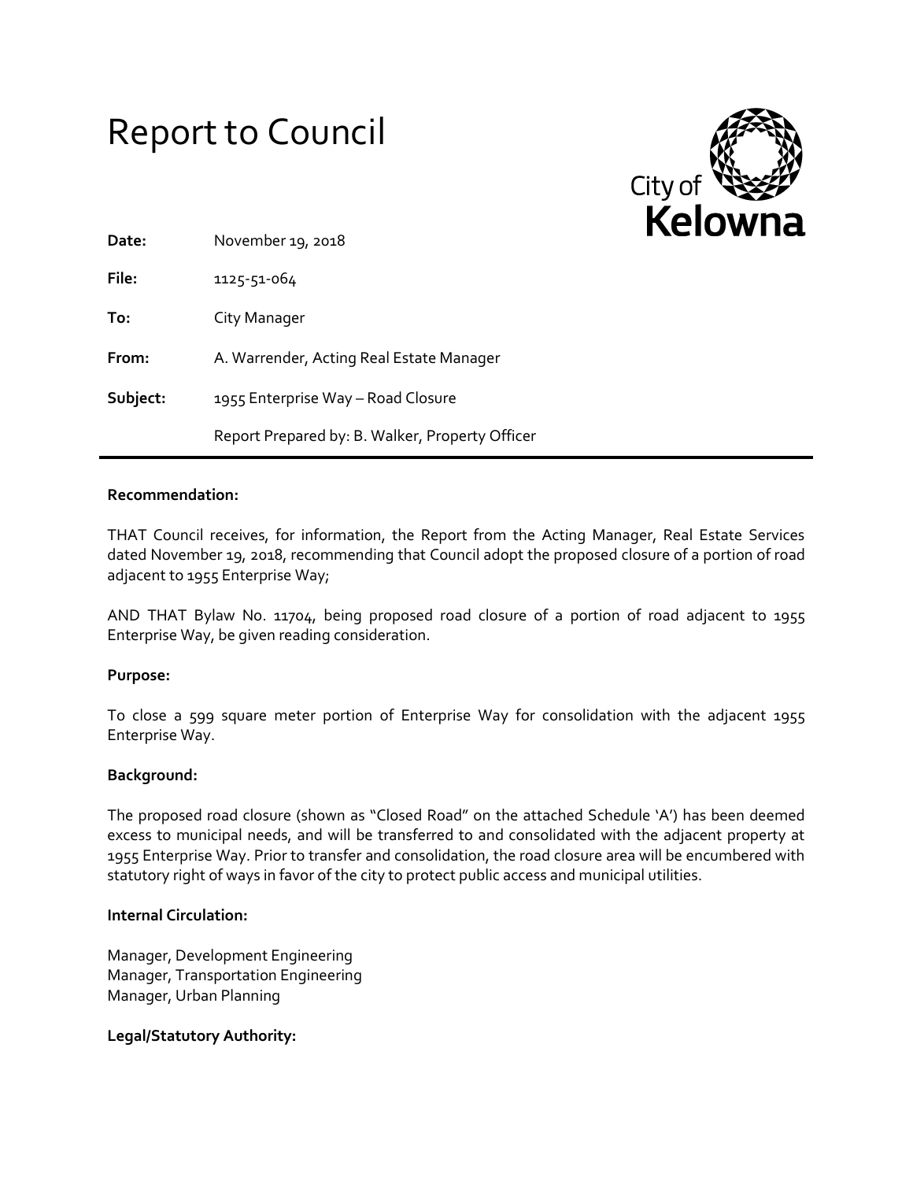# Report to Council

City of **Kelowna**

| | |
|---|---|
| **Date:** | November 19, 2018 |
| **File:** | 1125-51-064 |
| **To:** | City Manager |
| **From:** | A. Warrender, Acting Real Estate Manager |
| **Subject:** | 1955 Enterprise Way – Road Closure |
| | Report Prepared by: B. Walker, Property Officer |

**Recommendation:**

THAT Council receives, for information, the Report from the Acting Manager, Real Estate Services dated November 19, 2018, recommending that Council adopt the proposed closure of a portion of road adjacent to 1955 Enterprise Way;

AND THAT Bylaw No. 11704, being proposed road closure of a portion of road adjacent to 1955 Enterprise Way, be given reading consideration.

**Purpose:**

To close a 599 square meter portion of Enterprise Way for consolidation with the adjacent 1955 Enterprise Way.

**Background:**

The proposed road closure (shown as "Closed Road" on the attached Schedule 'A') has been deemed excess to municipal needs, and will be transferred to and consolidated with the adjacent property at 1955 Enterprise Way. Prior to transfer and consolidation, the road closure area will be encumbered with statutory right of ways in favor of the city to protect public access and municipal utilities.

**Internal Circulation:**

Manager, Development Engineering
Manager, Transportation Engineering
Manager, Urban Planning

**Legal/Statutory Authority:**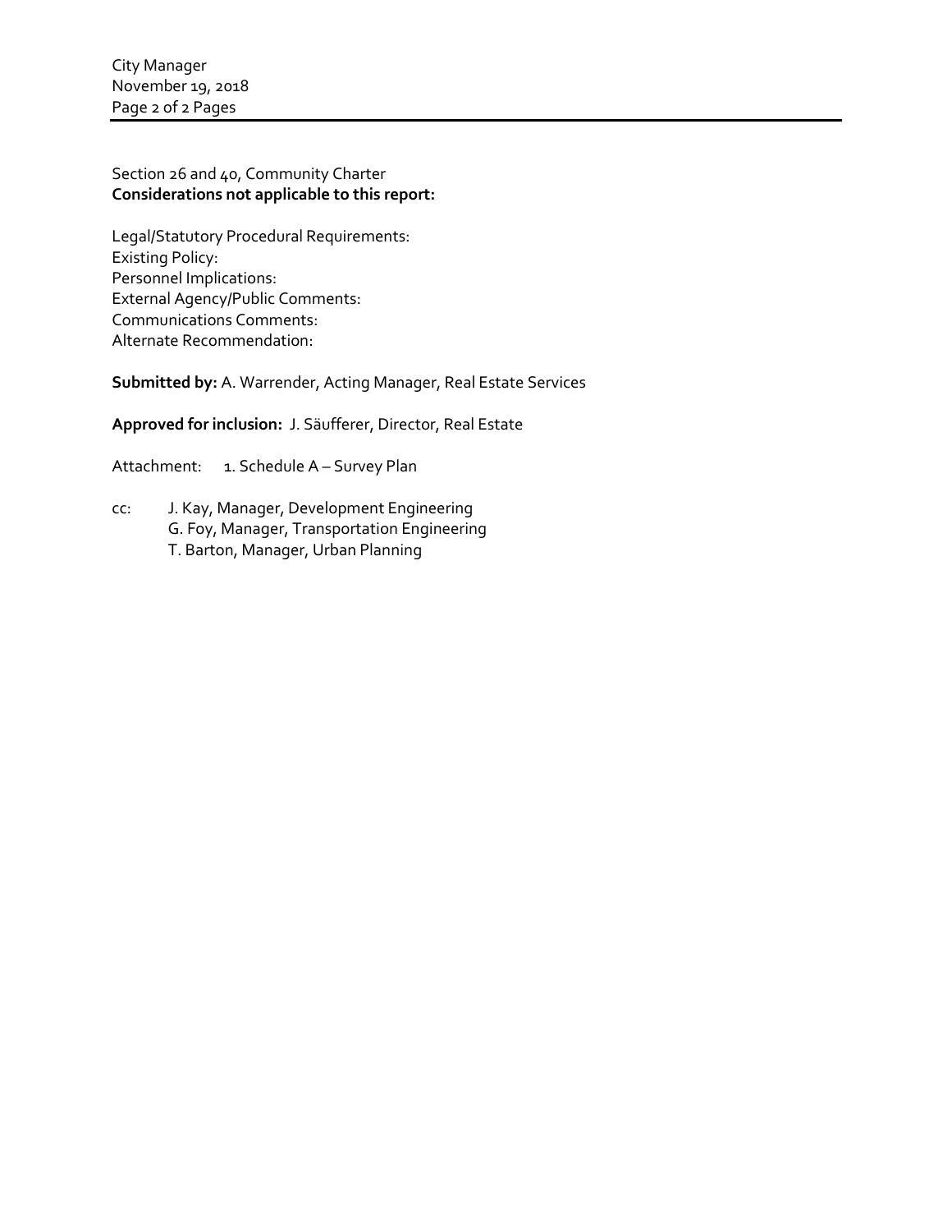Section 26 and 40, Community Charter
**Considerations not applicable to this report:**

Legal/Statutory Procedural Requirements:
Existing Policy:
Personnel Implications:
External Agency/Public Comments:
Communications Comments:
Alternate Recommendation:

**Submitted by:** A. Warrender, Acting Manager, Real Estate Services

**Approved for inclusion:** J. Säufferer, Director, Real Estate

Attachment: 1. Schedule A – Survey Plan

cc: J. Kay, Manager, Development Engineering
G. Foy, Manager, Transportation Engineering
T. Barton, Manager, Urban Planning